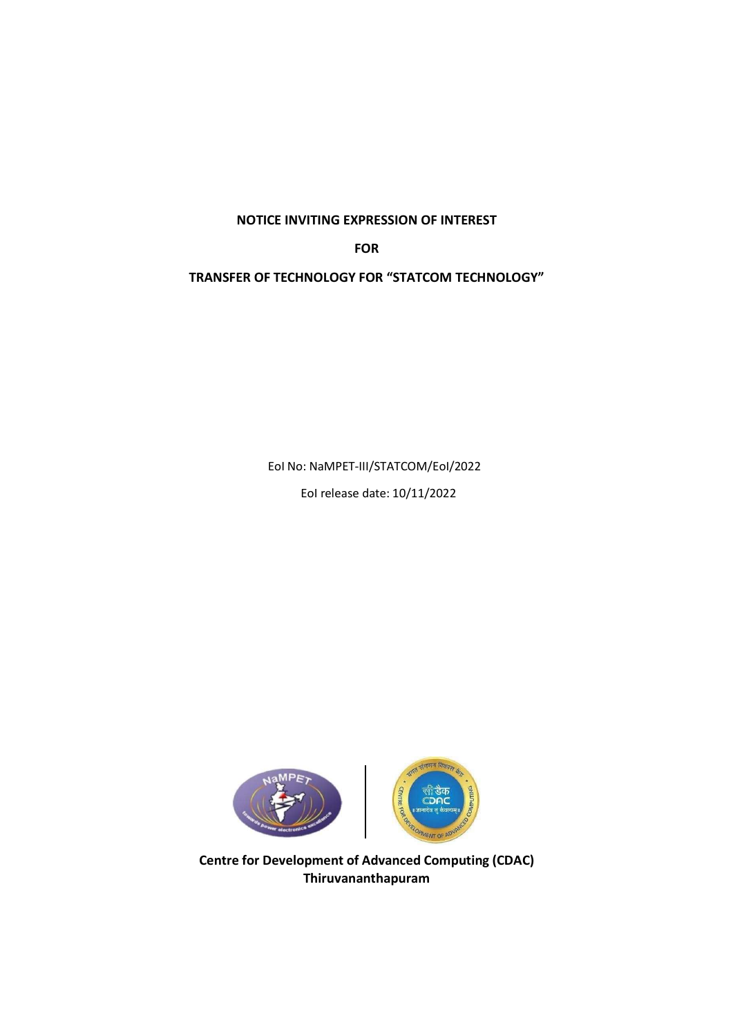# NOTICE INVITING EXPRESSION OF INTEREST

**FOR**

**TRANSFER OF TECHNOLOGY FOR "STATCOM TECHNOLOGY"**

EoI No: NaMPET-III/STATCOM/EoI/2022

EoI release date: 10/11/2022

**Centre for Development of Advanced Computing (CDAC)**
**Thiruvananthapuram**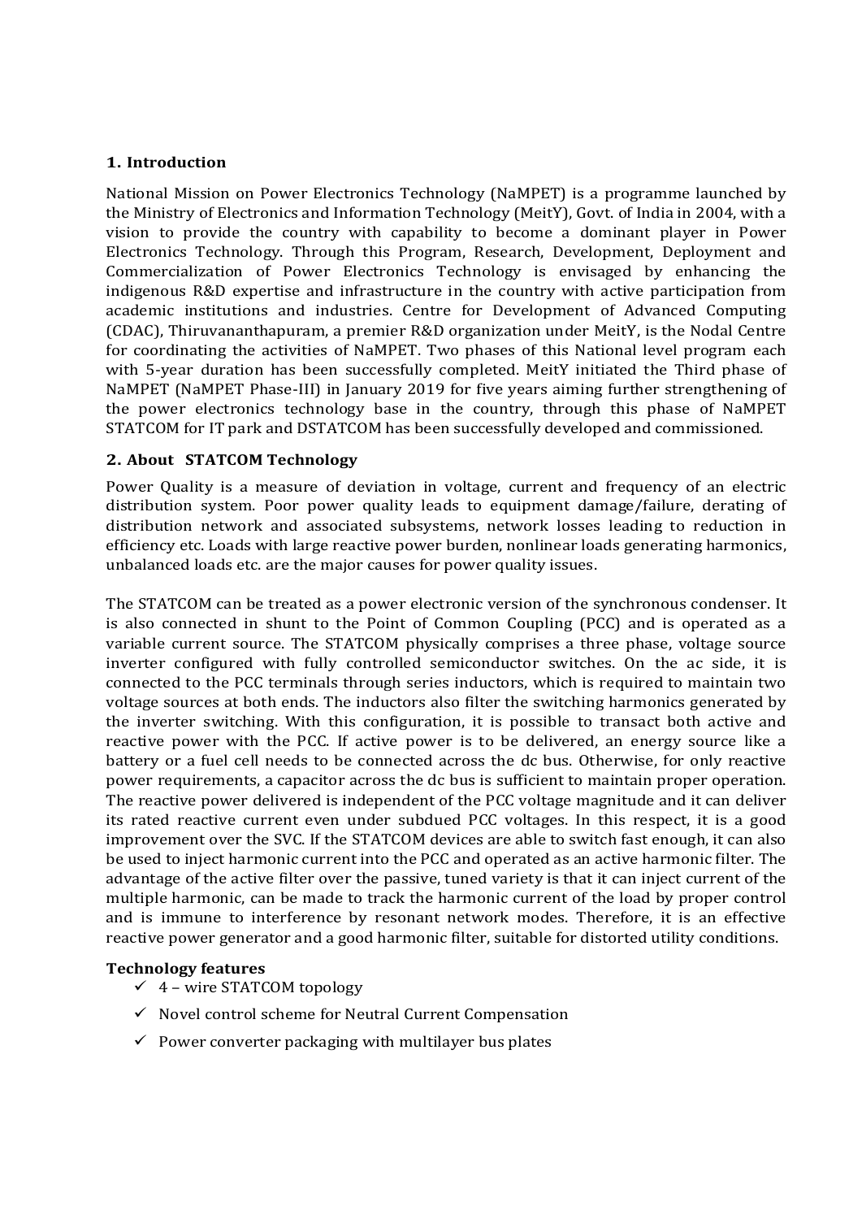## 1. Introduction

National Mission on Power Electronics Technology (NaMPET) is a programme launched by the Ministry of Electronics and Information Technology (MeitY), Govt. of India in 2004, with a vision to provide the country with capability to become a dominant player in Power Electronics Technology. Through this Program, Research, Development, Deployment and Commercialization of Power Electronics Technology is envisaged by enhancing the indigenous R&D expertise and infrastructure in the country with active participation from academic institutions and industries. Centre for Development of Advanced Computing (CDAC), Thiruvananthapuram, a premier R&D organization under MeitY, is the Nodal Centre for coordinating the activities of NaMPET. Two phases of this National level program each with 5-year duration has been successfully completed. MeitY initiated the Third phase of NaMPET (NaMPET Phase-III) in January 2019 for five years aiming further strengthening of the power electronics technology base in the country, through this phase of NaMPET STATCOM for IT park and DSTATCOM has been successfully developed and commissioned.

## 2. About STATCOM Technology

Power Quality is a measure of deviation in voltage, current and frequency of an electric distribution system. Poor power quality leads to equipment damage/failure, derating of distribution network and associated subsystems, network losses leading to reduction in efficiency etc. Loads with large reactive power burden, nonlinear loads generating harmonics, unbalanced loads etc. are the major causes for power quality issues.

The STATCOM can be treated as a power electronic version of the synchronous condenser. It is also connected in shunt to the Point of Common Coupling (PCC) and is operated as a variable current source. The STATCOM physically comprises a three phase, voltage source inverter configured with fully controlled semiconductor switches. On the ac side, it is connected to the PCC terminals through series inductors, which is required to maintain two voltage sources at both ends. The inductors also filter the switching harmonics generated by the inverter switching. With this configuration, it is possible to transact both active and reactive power with the PCC. If active power is to be delivered, an energy source like a battery or a fuel cell needs to be connected across the dc bus. Otherwise, for only reactive power requirements, a capacitor across the dc bus is sufficient to maintain proper operation. The reactive power delivered is independent of the PCC voltage magnitude and it can deliver its rated reactive current even under subdued PCC voltages. In this respect, it is a good improvement over the SVC. If the STATCOM devices are able to switch fast enough, it can also be used to inject harmonic current into the PCC and operated as an active harmonic filter. The advantage of the active filter over the passive, tuned variety is that it can inject current of the multiple harmonic, can be made to track the harmonic current of the load by proper control and is immune to interference by resonant network modes. Therefore, it is an effective reactive power generator and a good harmonic filter, suitable for distorted utility conditions.

**Technology features**

- ✓ 4 – wire STATCOM topology
- ✓ Novel control scheme for Neutral Current Compensation
- ✓ Power converter packaging with multilayer bus plates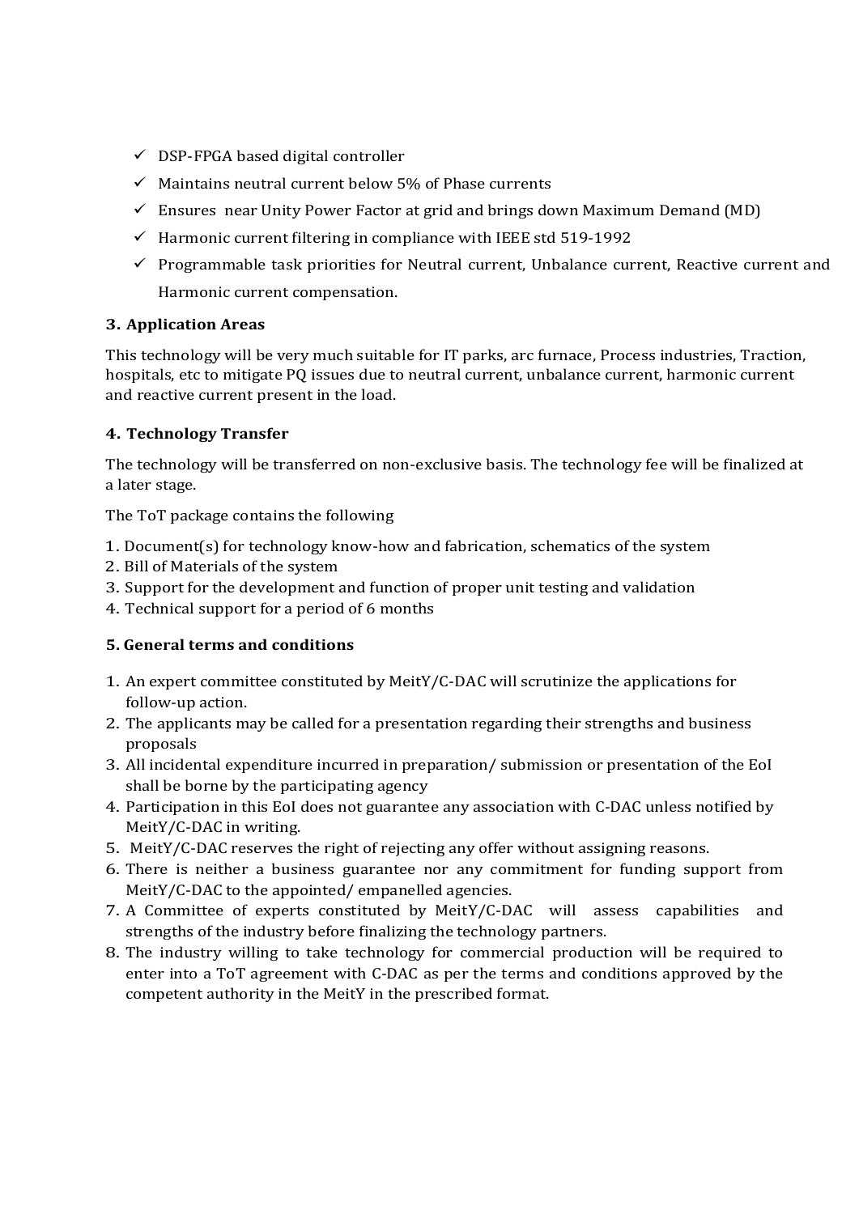- ✓ DSP-FPGA based digital controller
- ✓ Maintains neutral current below 5% of Phase currents
- ✓ Ensures near Unity Power Factor at grid and brings down Maximum Demand (MD)
- ✓ Harmonic current filtering in compliance with IEEE std 519-1992
- ✓ Programmable task priorities for Neutral current, Unbalance current, Reactive current and Harmonic current compensation.

### 3. Application Areas

This technology will be very much suitable for IT parks, arc furnace, Process industries, Traction, hospitals, etc to mitigate PQ issues due to neutral current, unbalance current, harmonic current and reactive current present in the load.

### 4. Technology Transfer

The technology will be transferred on non-exclusive basis. The technology fee will be finalized at a later stage.

The ToT package contains the following

1. Document(s) for technology know-how and fabrication, schematics of the system
2. Bill of Materials of the system
3. Support for the development and function of proper unit testing and validation
4. Technical support for a period of 6 months

### 5. General terms and conditions

1. An expert committee constituted by MeitY/C-DAC will scrutinize the applications for follow-up action.
2. The applicants may be called for a presentation regarding their strengths and business proposals
3. All incidental expenditure incurred in preparation/ submission or presentation of the EoI shall be borne by the participating agency
4. Participation in this EoI does not guarantee any association with C-DAC unless notified by MeitY/C-DAC in writing.
5. MeitY/C-DAC reserves the right of rejecting any offer without assigning reasons.
6. There is neither a business guarantee nor any commitment for funding support from MeitY/C-DAC to the appointed/ empanelled agencies.
7. A Committee of experts constituted by MeitY/C-DAC will assess capabilities and strengths of the industry before finalizing the technology partners.
8. The industry willing to take technology for commercial production will be required to enter into a ToT agreement with C-DAC as per the terms and conditions approved by the competent authority in the MeitY in the prescribed format.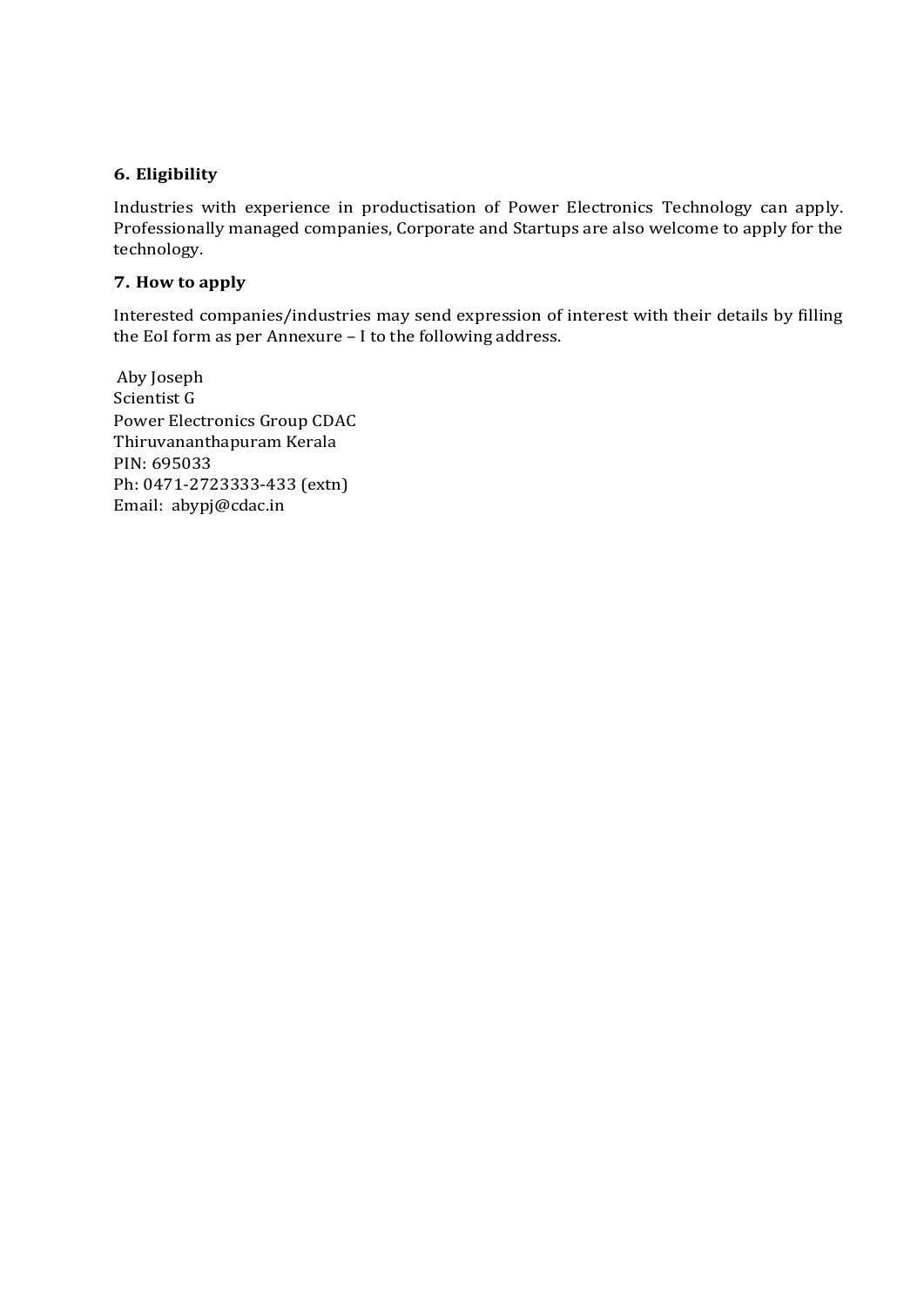## 6. Eligibility

Industries with experience in productisation of Power Electronics Technology can apply. Professionally managed companies, Corporate and Startups are also welcome to apply for the technology.

## 7. How to apply

Interested companies/industries may send expression of interest with their details by filling the EoI form as per Annexure – I to the following address.

Aby Joseph  
Scientist G  
Power Electronics Group CDAC  
Thiruvananthapuram Kerala  
PIN: 695033  
Ph: 0471-2723333-433 (extn)  
Email: abypj@cdac.in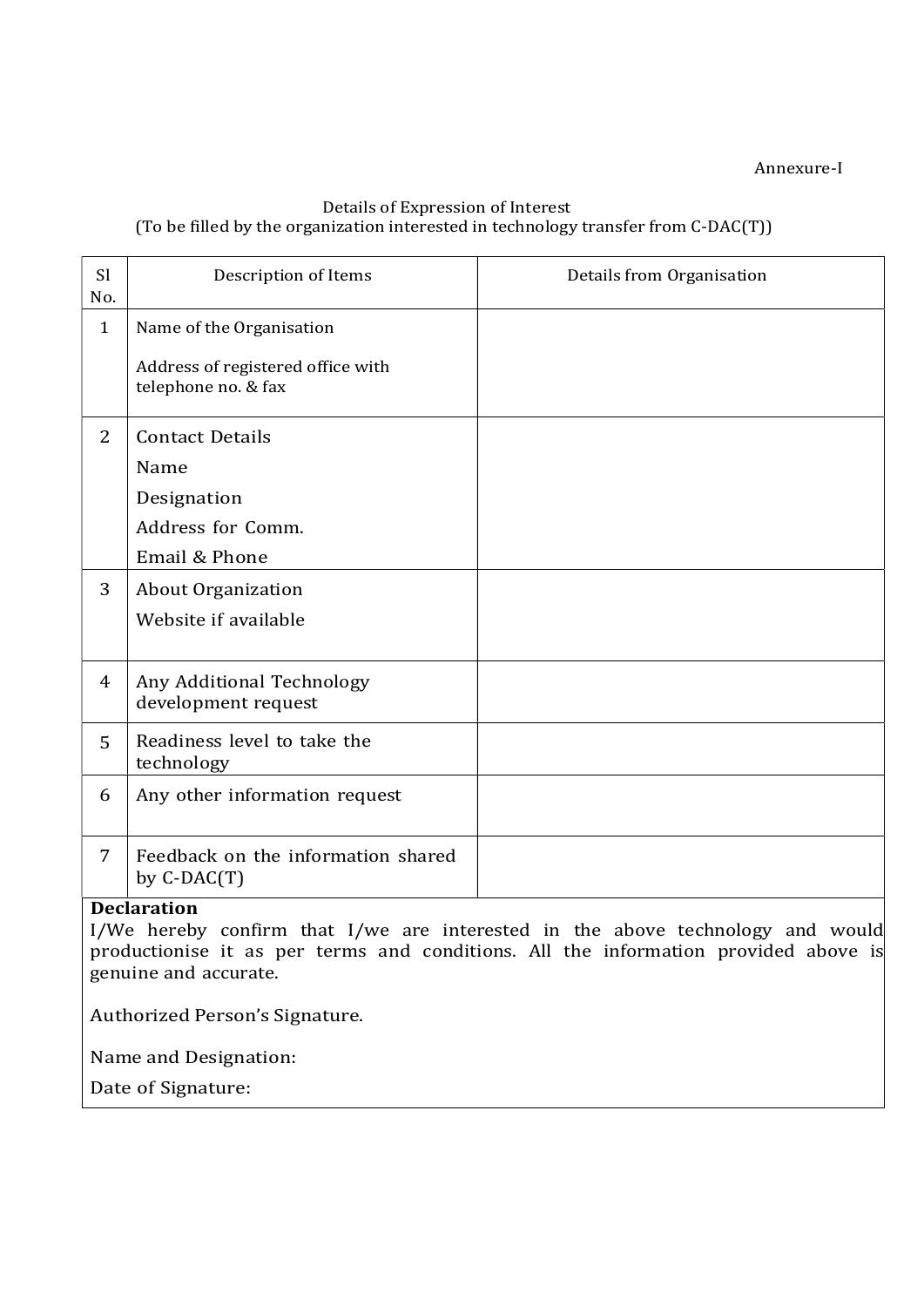Annexure-I

Details of Expression of Interest
(To be filled by the organization interested in technology transfer from C-DAC(T))

| Sl No. | Description of Items | Details from Organisation |
|---|---|---|
| 1 | Name of the Organisation<br><br>Address of registered office with telephone no. & fax | |
| 2 | Contact Details<br>Name<br>Designation<br>Address for Comm.<br>Email & Phone | |
| 3 | About Organization<br>Website if available | |
| 4 | Any Additional Technology development request | |
| 5 | Readiness level to take the technology | |
| 6 | Any other information request | |
| 7 | Feedback on the information shared by C-DAC(T) | |

**Declaration**

I/We hereby confirm that I/we are interested in the above technology and would productionise it as per terms and conditions. All the information provided above is genuine and accurate.

Authorized Person's Signature.

Name and Designation:

Date of Signature: